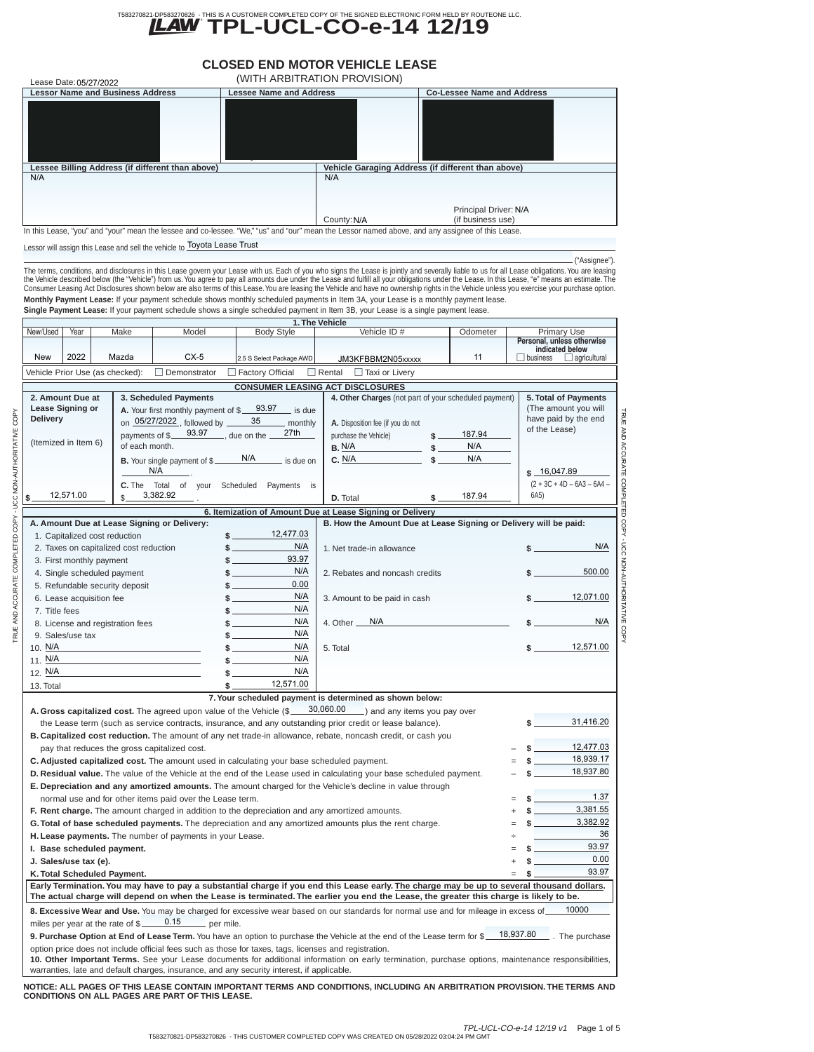T583270821-DP583270826 - THIS IS A CUSTOMER COMPLETED COPY OF THE SIGNED ELECTRONIC FORM HELD BY ROUTEONE LLC.

# LAW TPL-UCL-CO-e-14 12/19

## CLOSED END MOTOR VEHICLE LEASE

(WITH ARBITRATION PROVISION)

Lease Date: 05/27/2022

| Lessor Name and Business Address | Lessee Name and Address | Co-Lessee Name and Address |
|---|---|---|
| | | |

| Lessee Billing Address (if different than above) | Vehicle Garaging Address (if different than above) |
|---|---|
| N/A | N/A<br>County: N/A<br>Principal Driver: N/A (if business use) |

In this Lease, "you" and "your" mean the lessee and co-lessee. "We," "us" and "our" mean the Lessor named above, and any assignee of this Lease.

Lessor will assign this Lease and sell the vehicle to Toyota Lease Trust ("Assignee").

The terms, conditions, and disclosures in this Lease govern your Lease with us. Each of you who signs the Lease is jointly and severally liable to us for all Lease obligations. You are leasing the Vehicle described below (the "Vehicle") from us. You agree to pay all amounts due under the Lease and fulfill all your obligations under the Lease. In this Lease, "e" means an estimate. The Consumer Leasing Act Disclosures shown below are also terms of this Lease. You are leasing the Vehicle and have no ownership rights in the Vehicle unless you exercise your purchase option.

**Monthly Payment Lease:** If your payment schedule shows monthly scheduled payments in Item 3A, your Lease is a monthly payment lease.

**Single Payment Lease:** If your payment schedule shows a single scheduled payment in Item 3B, your Lease is a single payment lease.

### 1. The Vehicle

| New/Used | Year | Make | Model | Body Style | Vehicle ID # | Odometer | Primary Use |
|---|---|---|---|---|---|---|---|
| New | 2022 | Mazda | CX-5 | 2.5 S Select Package AWD | JM3KFBBM2N05xxxxx | 11 | Personal, unless otherwise indicated below ☐ business ☐ agricultural |

Vehicle Prior Use (as checked): ☐ Demonstrator ☐ Factory Official ☐ Rental ☐ Taxi or Livery

### CONSUMER LEASING ACT DISCLOSURES

**2. Amount Due at Lease Signing or Delivery** (Itemized in Item 6)
$ 12,571.00

**3. Scheduled Payments**

A. Your first monthly payment of $ 93.97 is due on 05/27/2022, followed by 35 monthly payments of $ 93.97, due on the 27th of each month.

B. Your single payment of $ N/A is due on N/A.

C. The Total of your Scheduled Payments is $ 3,382.92.

**4. Other Charges** (not part of your scheduled payment)

| | |
|---|---|
| A. Disposition fee (if you do not purchase the Vehicle) | $ 187.94 |
| B. N/A | $ N/A |
| C. N/A | $ N/A |
| D. Total | $ 187.94 |

**5. Total of Payments** (The amount you will have paid by the end of the Lease)
$ 16,047.89
(2 + 3C + 4D – 6A3 – 6A4 – 6A5)

### 6. Itemization of Amount Due at Lease Signing or Delivery

**A. Amount Due at Lease Signing or Delivery:**

| | |
|---|---|
| 1. Capitalized cost reduction | $ 12,477.03 |
| 2. Taxes on capitalized cost reduction | $ N/A |
| 3. First monthly payment | $ 93.97 |
| 4. Single scheduled payment | $ N/A |
| 5. Refundable security deposit | $ 0.00 |
| 6. Lease acquisition fee | $ N/A |
| 7. Title fees | $ N/A |
| 8. License and registration fees | $ N/A |
| 9. Sales/use tax | $ N/A |
| 10. N/A | $ N/A |
| 11. N/A | $ N/A |
| 12. N/A | $ N/A |
| 13. Total | $ 12,571.00 |

**B. How the Amount Due at Lease Signing or Delivery will be paid:**

| | |
|---|---|
| 1. Net trade-in allowance | $ N/A |
| 2. Rebates and noncash credits | $ 500.00 |
| 3. Amount to be paid in cash | $ 12,071.00 |
| 4. Other N/A | $ N/A |
| 5. Total | $ 12,571.00 |

### 7. Your scheduled payment is determined as shown below:

| | | |
|---|---|---|
| **A. Gross capitalized cost.** The agreed upon value of the Vehicle ($ 30,060.00) and any items you pay over the Lease term (such as service contracts, insurance, and any outstanding prior credit or lease balance). | | $ 31,416.20 |
| **B. Capitalized cost reduction.** The amount of any net trade-in allowance, rebate, noncash credit, or cash you pay that reduces the gross capitalized cost. | – | $ 12,477.03 |
| **C. Adjusted capitalized cost.** The amount used in calculating your base scheduled payment. | = | $ 18,939.17 |
| **D. Residual value.** The value of the Vehicle at the end of the Lease used in calculating your base scheduled payment. | – | $ 18,937.80 |
| **E. Depreciation and any amortized amounts.** The amount charged for the Vehicle's decline in value through normal use and for other items paid over the Lease term. | = | $ 1.37 |
| **F. Rent charge.** The amount charged in addition to the depreciation and any amortized amounts. | + | $ 3,381.55 |
| **G. Total of base scheduled payments.** The depreciation and any amortized amounts plus the rent charge. | = | $ 3,382.92 |
| **H. Lease payments.** The number of payments in your Lease. | ÷ | 36 |
| **I. Base scheduled payment.** | = | $ 93.97 |
| **J. Sales/use tax (e).** | + | $ 0.00 |
| **K. Total Scheduled Payment.** | = | $ 93.97 |

**Early Termination. You may have to pay a substantial charge if you end this Lease early. The charge may be up to several thousand dollars. The actual charge will depend on when the Lease is terminated. The earlier you end the Lease, the greater this charge is likely to be.**

**8. Excessive Wear and Use.** You may be charged for excessive wear based on our standards for normal use and for mileage in excess of 10000 miles per year at the rate of $ 0.15 per mile.

**9. Purchase Option at End of Lease Term.** You have an option to purchase the Vehicle at the end of the Lease term for $ 18,937.80. The purchase option price does not include official fees such as those for taxes, tags, licenses and registration.

**10. Other Important Terms.** See your Lease documents for additional information on early termination, purchase options, maintenance responsibilities, warranties, late and default charges, insurance, and any security interest, if applicable.

**NOTICE: ALL PAGES OF THIS LEASE CONTAIN IMPORTANT TERMS AND CONDITIONS, INCLUDING AN ARBITRATION PROVISION. THE TERMS AND CONDITIONS ON ALL PAGES ARE PART OF THIS LEASE.**

TRUE AND ACCURATE COMPLETED COPY - UCC NON-AUTHORITATIVE COPY

T583270821-DP583270826 - THIS CUSTOMER COMPLETED COPY WAS CREATED ON 05/28/2022 03:04:24 PM GMT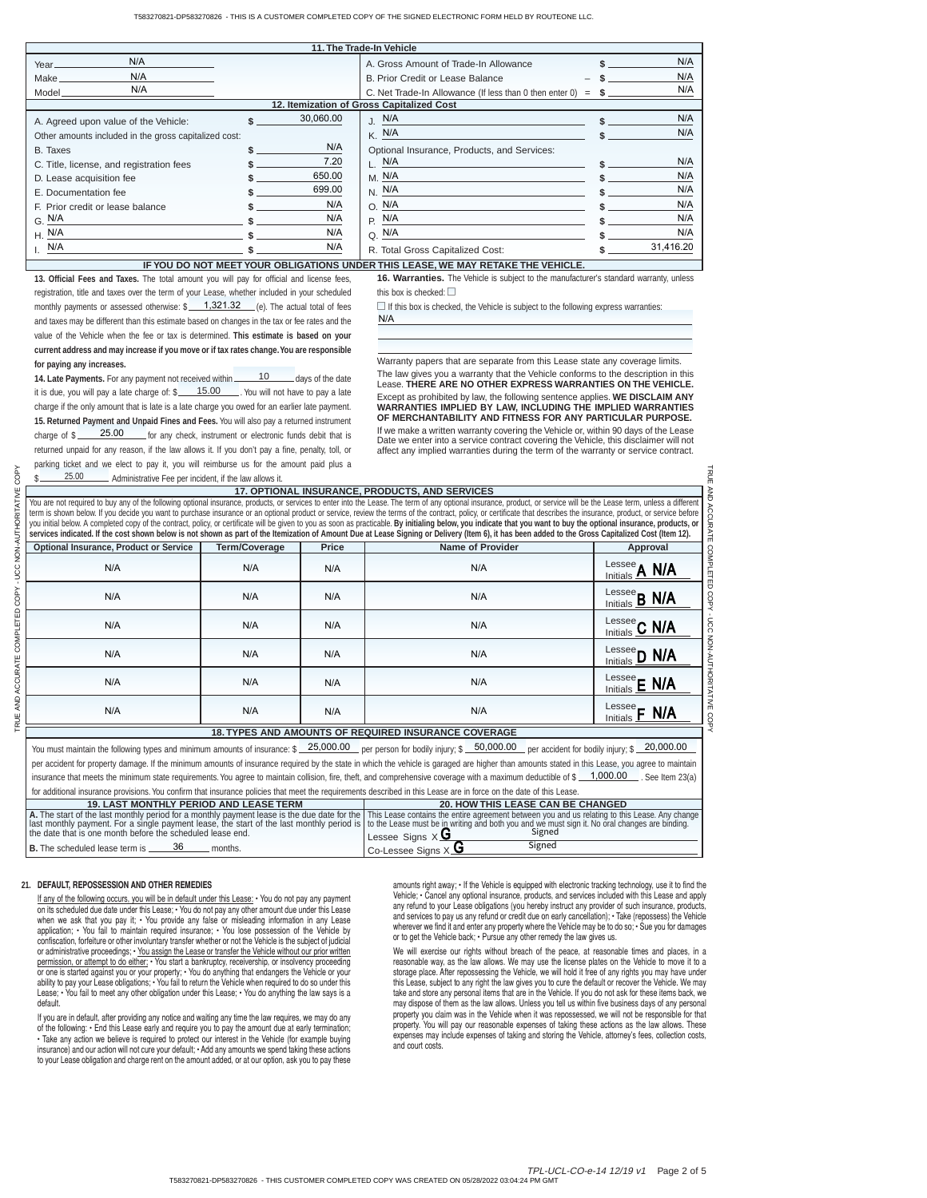## 11. The Trade-In Vehicle

| | | | |
|---|---|---|---|
| Year | N/A | A. Gross Amount of Trade-In Allowance | $ N/A |
| Make | N/A | B. Prior Credit or Lease Balance | – $ N/A |
| Model | N/A | C. Net Trade-In Allowance (If less than 0 then enter 0) | = $ N/A |

## 12. Itemization of Gross Capitalized Cost

| | | | |
|---|---|---|---|
| A. Agreed upon value of the Vehicle: | $ 30,060.00 | J. N/A | $ N/A |
| Other amounts included in the gross capitalized cost: | | K. N/A | $ N/A |
| B. Taxes | $ N/A | Optional Insurance, Products, and Services: | |
| C. Title, license, and registration fees | $ 7.20 | L. N/A | $ N/A |
| D. Lease acquisition fee | $ 650.00 | M. N/A | $ N/A |
| E. Documentation fee | $ 699.00 | N. N/A | $ N/A |
| F. Prior credit or lease balance | $ N/A | O. N/A | $ N/A |
| G. N/A | $ N/A | P. N/A | $ N/A |
| H. N/A | $ N/A | Q. N/A | $ N/A |
| I. N/A | $ N/A | R. Total Gross Capitalized Cost: | $ 31,416.20 |

**IF YOU DO NOT MEET YOUR OBLIGATIONS UNDER THIS LEASE, WE MAY RETAKE THE VEHICLE.**

**13. Official Fees and Taxes.** The total amount you will pay for official and license fees, registration, title and taxes over the term of your Lease, whether included in your scheduled monthly payments or assessed otherwise: $ 1,321.32 (e). The actual total of fees and taxes may be different than this estimate based on changes in the tax or fee rates and the value of the Vehicle when the fee or tax is determined. **This estimate is based on your current address and may increase if you move or if tax rates change. You are responsible for paying any increases.**

**14. Late Payments.** For any payment not received within 10 days of the date it is due, you will pay a late charge of: $ 15.00 . You will not have to pay a late charge if the only amount that is late is a late charge you owed for an earlier late payment.

**15. Returned Payment and Unpaid Fines and Fees.** You will also pay a returned instrument charge of $ 25.00 for any check, instrument or electronic funds debit that is returned unpaid for any reason, if the law allows it. If you don't pay a fine, penalty, toll, or parking ticket and we elect to pay it, you will reimburse us for the amount paid plus a $ 25.00 Administrative Fee per incident, if the law allows it.

**16. Warranties.** The Vehicle is subject to the manufacturer's standard warranty, unless this box is checked: ☐

☐ If this box is checked, the Vehicle is subject to the following express warranties:
N/A

Warranty papers that are separate from this Lease state any coverage limits.

The law gives you a warranty that the Vehicle conforms to the description in this Lease. **THERE ARE NO OTHER EXPRESS WARRANTIES ON THE VEHICLE.**

Except as prohibited by law, the following sentence applies. **WE DISCLAIM ANY WARRANTIES IMPLIED BY LAW, INCLUDING THE IMPLIED WARRANTIES OF MERCHANTABILITY AND FITNESS FOR ANY PARTICULAR PURPOSE.**

If we make a written warranty covering the Vehicle or, within 90 days of the Lease Date we enter into a service contract covering the Vehicle, this disclaimer will not affect any implied warranties during the term of the warranty or service contract.

## 17. OPTIONAL INSURANCE, PRODUCTS, AND SERVICES

You are not required to buy any of the following optional insurance, products, or services to enter into the Lease. The term of any optional insurance, product, or service will be the Lease term, unless a different term is shown below. If you decide you want to purchase insurance or an optional product or service, review the terms of the contract, policy, or certificate that describes the insurance, product, or service before you initial below. A completed copy of the contract, policy, or certificate will be given to you as soon as practicable. **By initialing below, you indicate that you want to buy the optional insurance, products, or services indicated. If the cost shown below is not shown as part of the Itemization of Amount Due at Lease Signing or Delivery (Item 6), it has been added to the Gross Capitalized Cost (Item 12).**

| Optional Insurance, Product or Service | Term/Coverage | Price | Name of Provider | Approval |
|---|---|---|---|---|
| N/A | N/A | N/A | N/A | Lessee Initials A N/A |
| N/A | N/A | N/A | N/A | Lessee Initials B N/A |
| N/A | N/A | N/A | N/A | Lessee Initials C N/A |
| N/A | N/A | N/A | N/A | Lessee Initials D N/A |
| N/A | N/A | N/A | N/A | Lessee Initials E N/A |
| N/A | N/A | N/A | N/A | Lessee Initials F N/A |

## 18. TYPES AND AMOUNTS OF REQUIRED INSURANCE COVERAGE

You must maintain the following types and minimum amounts of insurance: $ 25,000.00 per person for bodily injury; $ 50,000.00 per accident for bodily injury; $ 20,000.00 per accident for property damage. If the minimum amounts of insurance required by the state in which the vehicle is garaged are higher than amounts stated in this Lease, you agree to maintain insurance that meets the minimum state requirements. You agree to maintain collision, fire, theft, and comprehensive coverage with a maximum deductible of $ 1,000.00 . See Item 23(a) for additional insurance provisions. You confirm that insurance policies that meet the requirements described in this Lease are in force on the date of this Lease.

## 19. LAST MONTHLY PERIOD AND LEASE TERM

**A.** The start of the last monthly period for a monthly payment lease is the due date for the last monthly payment. For a single payment lease, the start of the last monthly period is the date that is one month before the scheduled lease end.

**B.** The scheduled lease term is 36 months.

## 20. HOW THIS LEASE CAN BE CHANGED

This Lease contains the entire agreement between you and us relating to this Lease. Any change to the Lease must be in writing and both you and we must sign it. No oral changes are binding.

Lessee Signs X Signed

Co-Lessee Signs X Signed

### 21. DEFAULT, REPOSSESSION AND OTHER REMEDIES

If any of the following occurs, you will be in default under this Lease: • You do not pay any payment on its scheduled due date under this Lease; • You do not pay any other amount due under this Lease when we ask that you pay it; • You provide any false or misleading information in any Lease application; • You fail to maintain required insurance; • You lose possession of the Vehicle by confiscation, forfeiture or other involuntary transfer whether or not the Vehicle is the subject of judicial or administrative proceedings; • You assign the Lease or transfer the Vehicle without our prior written permission, or attempt to do either; • You start a bankruptcy, receivership, or insolvency proceeding or one is started against you or your property; • You do anything that endangers the Vehicle or your ability to pay your Lease obligations; • You fail to return the Vehicle when required to do so under this Lease; • You fail to meet any other obligation under this Lease; • You do anything the law says is a default.

If you are in default, after providing any notice and waiting any time the law requires, we may do any of the following: • End this Lease early and require you to pay the amount due at early termination; • Take any action we believe is required to protect our interest in the Vehicle (for example buying insurance) and our action will not cure your default; • Add any amounts we spend taking these actions to your Lease obligation and charge rent on the amount added, or at our option, ask you to pay these amounts right away; • If the Vehicle is equipped with electronic tracking technology, use it to find the Vehicle; • Cancel any optional insurance, products, and services included with this Lease and apply any refund to your Lease obligations (you hereby instruct any provider of such insurance, products, and services to pay us any refund or credit due on early cancellation); • Take (repossess) the Vehicle wherever we find it and enter any property where the Vehicle may be to do so; • Sue you for damages or to get the Vehicle back; • Pursue any other remedy the law gives us.

We will exercise our rights without breach of the peace, at reasonable times and places, in a reasonable way, as the law allows. We may use the license plates on the Vehicle to move it to a storage place. After repossessing the Vehicle, we will hold it free of any rights you may have under this Lease, subject to any right the law gives you to cure the default or recover the Vehicle. We may take and store any personal items that are in the Vehicle. If you do not ask for these items back, we may dispose of them as the law allows. Unless you tell us within five business days of any personal property you claim was in the Vehicle when it was repossessed, we will not be responsible for that property. You will pay our reasonable expenses of taking these actions as the law allows. These expenses may include expenses of taking and storing the Vehicle, attorney's fees, collection costs, and court costs.